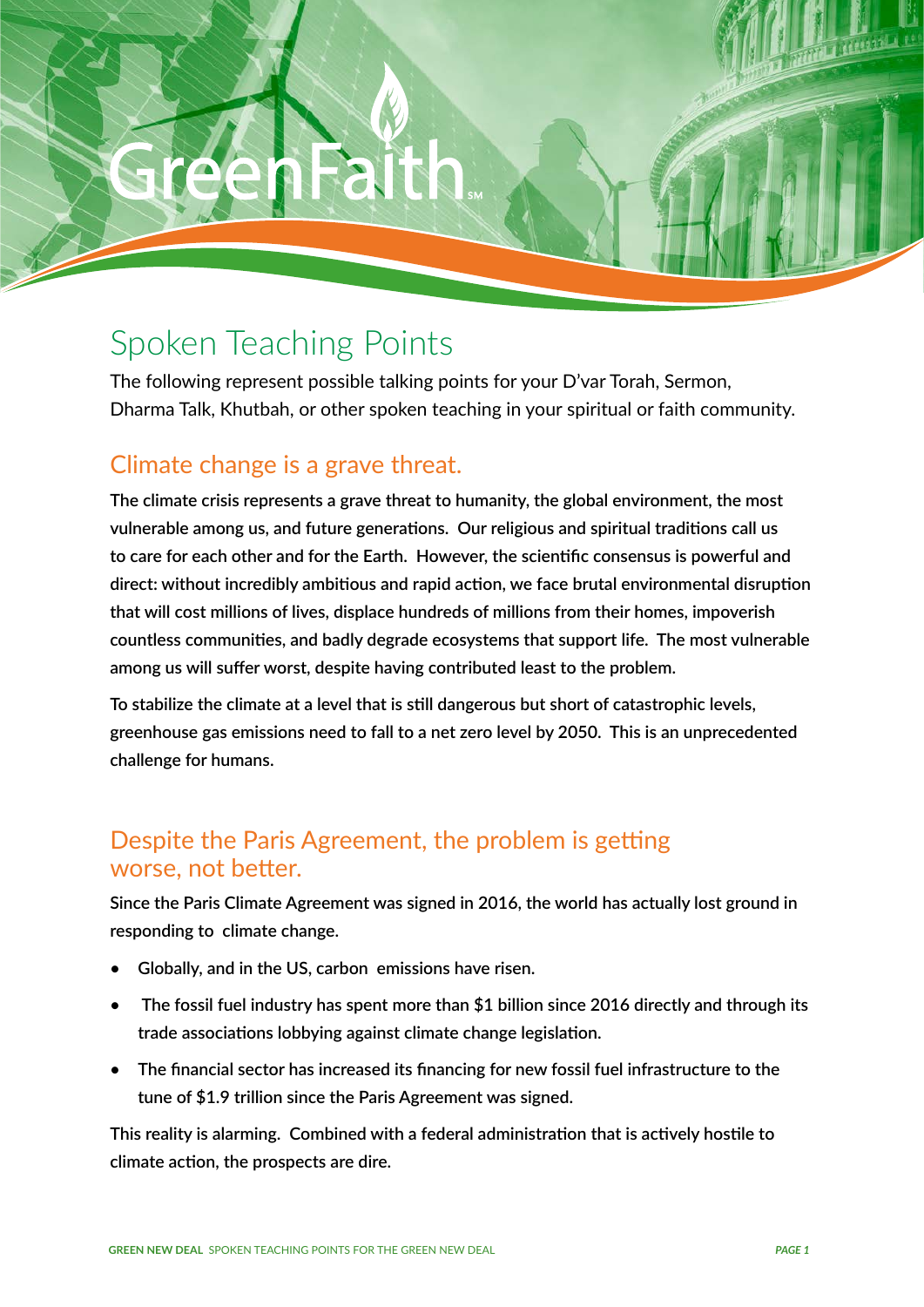GreenFaith℠

# Spoken Teaching Points

The following represent possible talking points for your D'var Torah, Sermon, Dharma Talk, Khutbah, or other spoken teaching in your spiritual or faith community.

## Climate change is a grave threat.

**The climate crisis represents a grave threat to humanity, the global environment, the most vulnerable among us, and future generations. Our religious and spiritual traditions call us to care for each other and for the Earth. However, the scientific consensus is powerful and direct: without incredibly ambitious and rapid action, we face brutal environmental disruption that will cost millions of lives, displace hundreds of millions from their homes, impoverish countless communities, and badly degrade ecosystems that support life. The most vulnerable among us will suffer worst, despite having contributed least to the problem.**

**To stabilize the climate at a level that is still dangerous but short of catastrophic levels, greenhouse gas emissions need to fall to a net zero level by 2050. This is an unprecedented challenge for humans.**

## Despite the Paris Agreement, the problem is getting worse, not better.

**Since the Paris Climate Agreement was signed in 2016, the world has actually lost ground in responding to climate change.**

- **Globally, and in the US, carbon emissions have risen.**
- **The fossil fuel industry has spent more than $1 billion since 2016 directly and through its trade associations lobbying against climate change legislation.**
- **The financial sector has increased its financing for new fossil fuel infrastructure to the tune of $1.9 trillion since the Paris Agreement was signed.**

**This reality is alarming. Combined with a federal administration that is actively hostile to climate action, the prospects are dire.**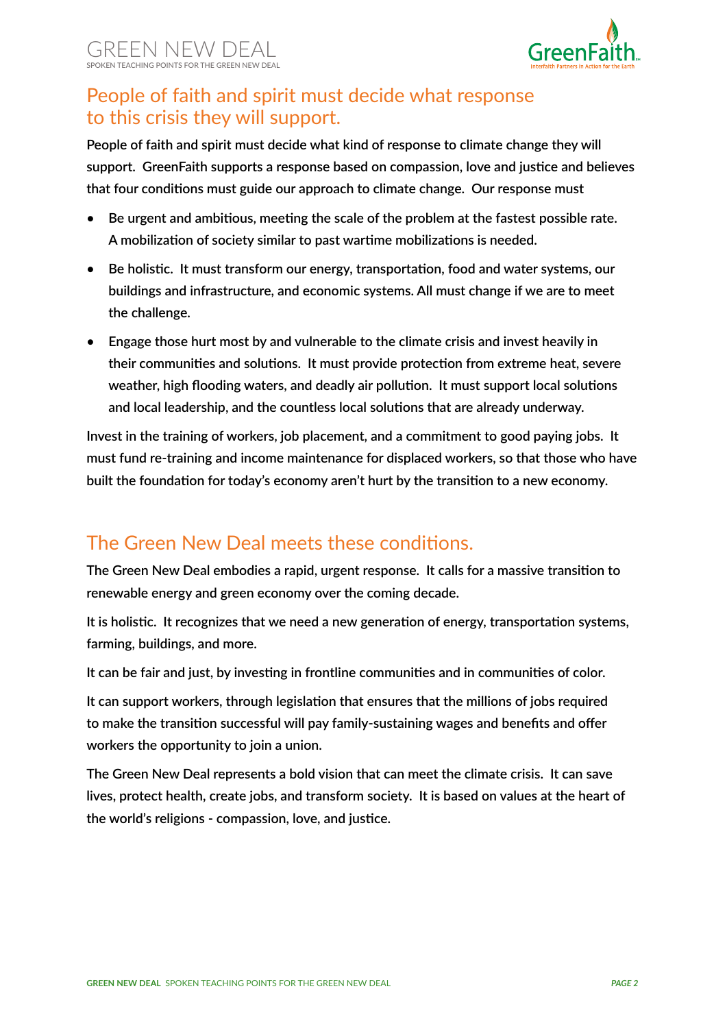## People of faith and spirit must decide what response to this crisis they will support.

**People of faith and spirit must decide what kind of response to climate change they will support. GreenFaith supports a response based on compassion, love and justice and believes that four conditions must guide our approach to climate change. Our response must**

- **Be urgent and ambitious, meeting the scale of the problem at the fastest possible rate. A mobilization of society similar to past wartime mobilizations is needed.**
- **Be holistic. It must transform our energy, transportation, food and water systems, our buildings and infrastructure, and economic systems. All must change if we are to meet the challenge.**
- **Engage those hurt most by and vulnerable to the climate crisis and invest heavily in their communities and solutions. It must provide protection from extreme heat, severe weather, high flooding waters, and deadly air pollution. It must support local solutions and local leadership, and the countless local solutions that are already underway.**

**Invest in the training of workers, job placement, and a commitment to good paying jobs. It must fund re-training and income maintenance for displaced workers, so that those who have built the foundation for today's economy aren't hurt by the transition to a new economy.**

## The Green New Deal meets these conditions.

**The Green New Deal embodies a rapid, urgent response. It calls for a massive transition to renewable energy and green economy over the coming decade.**

**It is holistic. It recognizes that we need a new generation of energy, transportation systems, farming, buildings, and more.**

**It can be fair and just, by investing in frontline communities and in communities of color.**

**It can support workers, through legislation that ensures that the millions of jobs required to make the transition successful will pay family-sustaining wages and benefits and offer workers the opportunity to join a union.**

**The Green New Deal represents a bold vision that can meet the climate crisis. It can save lives, protect health, create jobs, and transform society. It is based on values at the heart of the world's religions - compassion, love, and justice.**